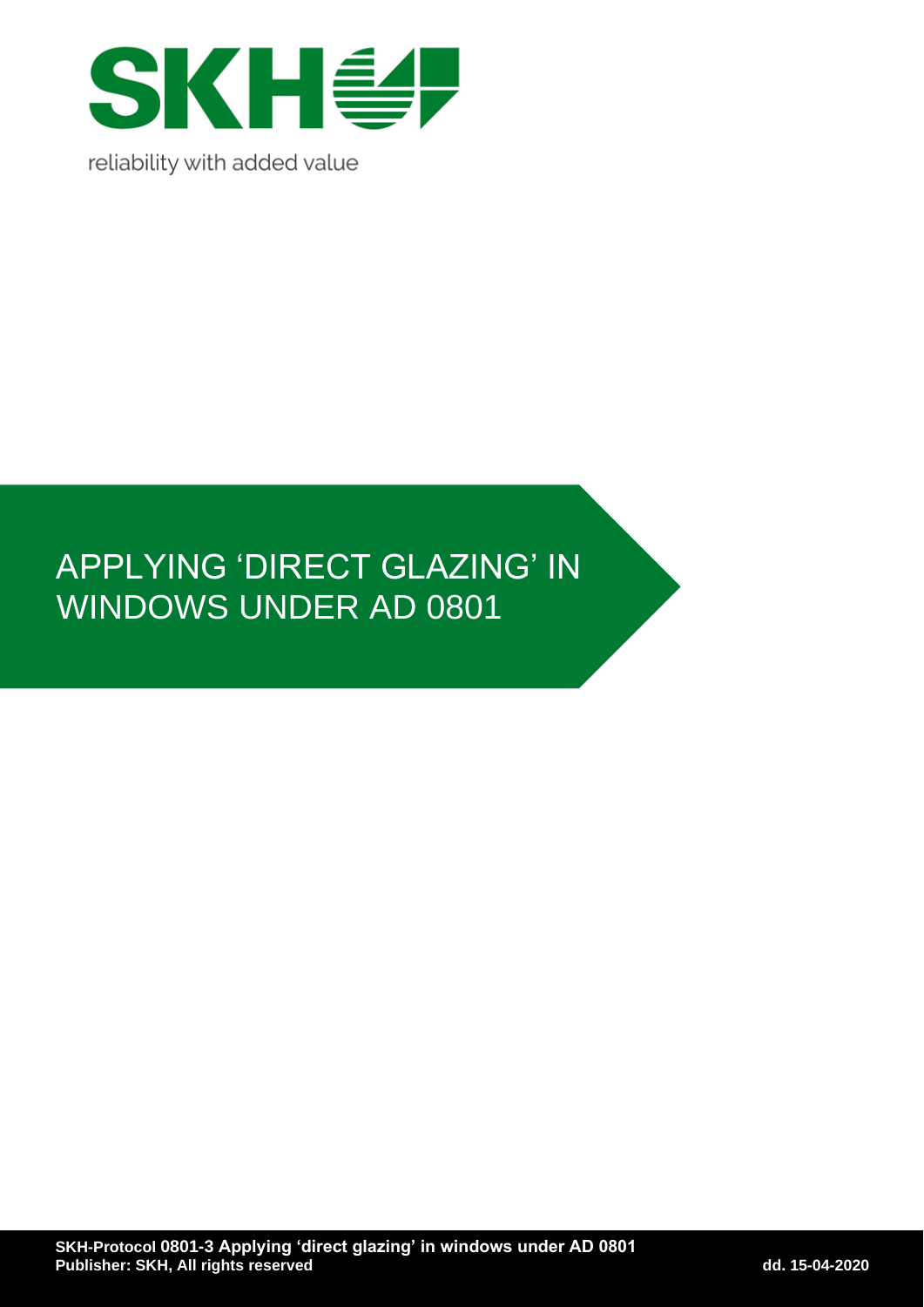SKH

reliability with added value

# APPLYING 'DIRECT GLAZING' IN WINDOWS UNDER AD 0801

**SKH-Protocol 0801-3 Applying 'direct glazing' in windows under AD 0801**
**Publisher: SKH, All rights reserved** **dd. 15-04-2020**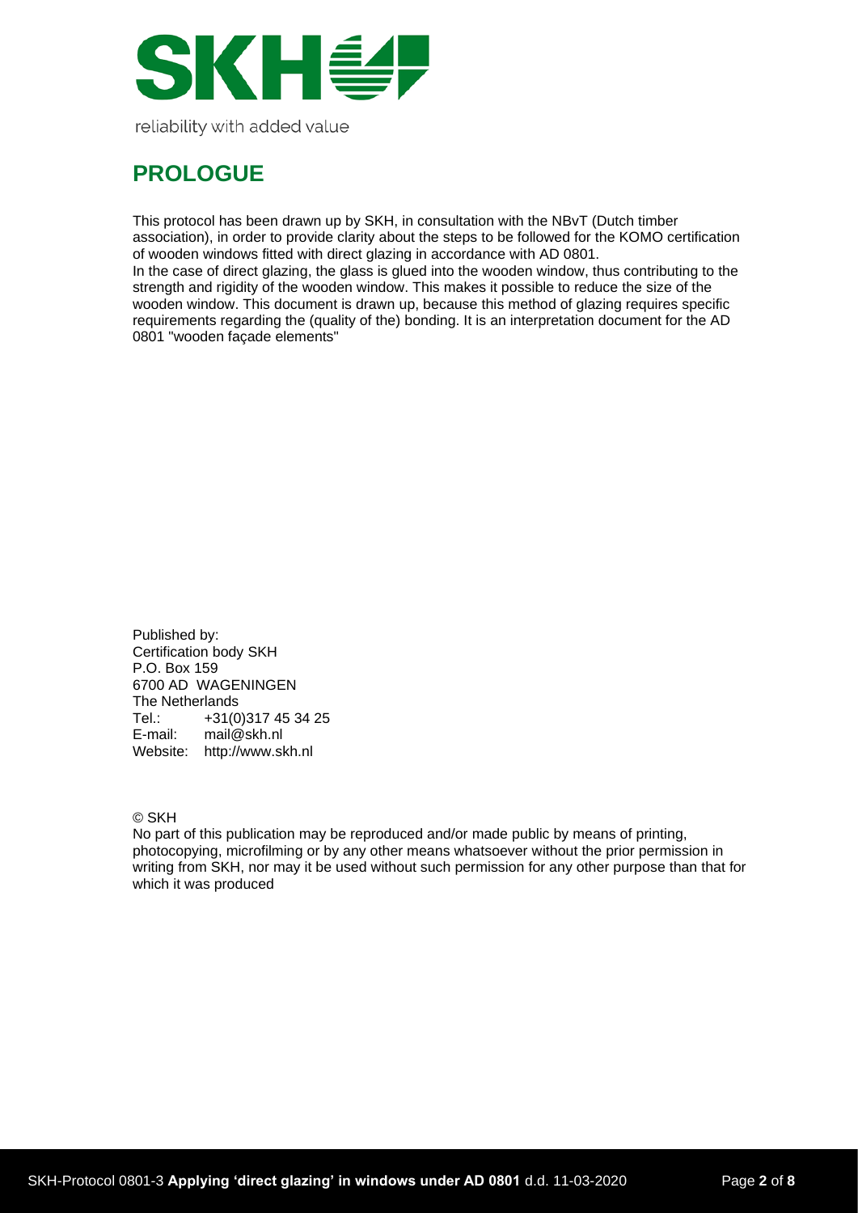reliability with added value

## PROLOGUE

This protocol has been drawn up by SKH, in consultation with the NBvT (Dutch timber association), in order to provide clarity about the steps to be followed for the KOMO certification of wooden windows fitted with direct glazing in accordance with AD 0801.
In the case of direct glazing, the glass is glued into the wooden window, thus contributing to the strength and rigidity of the wooden window. This makes it possible to reduce the size of the wooden window. This document is drawn up, because this method of glazing requires specific requirements regarding the (quality of the) bonding. It is an interpretation document for the AD 0801 "wooden façade elements"

Published by:
Certification body SKH
P.O. Box 159
6700 AD WAGENINGEN
The Netherlands
Tel.: +31(0)317 45 34 25
E-mail: mail@skh.nl
Website: http://www.skh.nl

© SKH
No part of this publication may be reproduced and/or made public by means of printing, photocopying, microfilming or by any other means whatsoever without the prior permission in writing from SKH, nor may it be used without such permission for any other purpose than that for which it was produced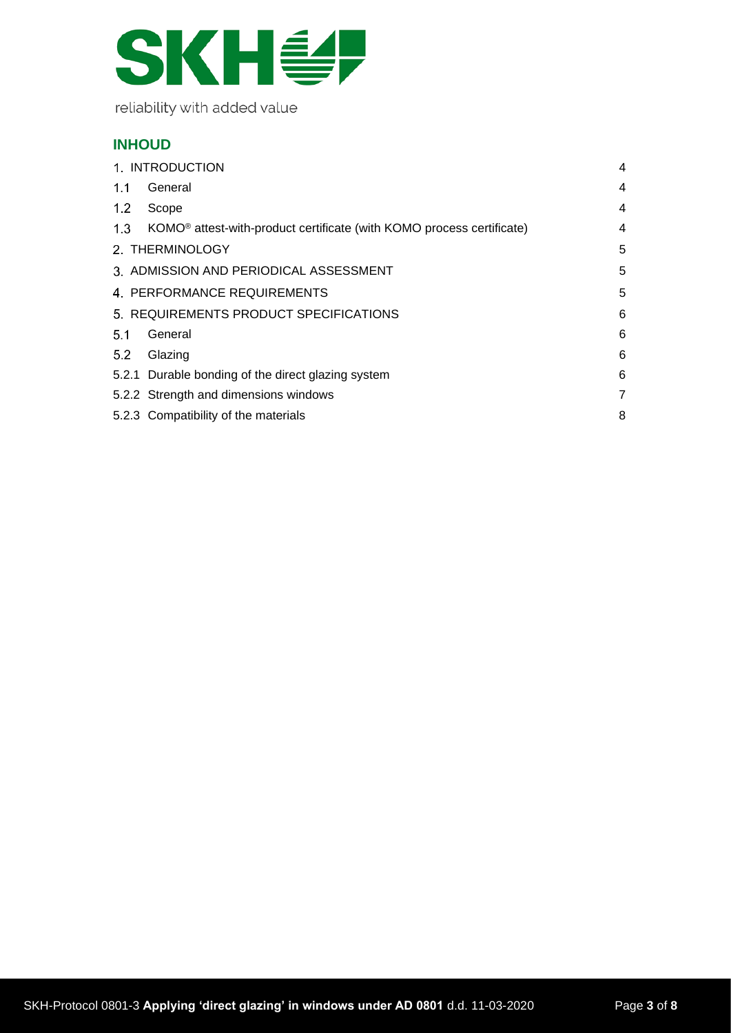reliability with added value

## INHOUD

| | |
|---|---|
| 1. INTRODUCTION | 4 |
| 1.1 General | 4 |
| 1.2 Scope | 4 |
| 1.3 KOMO® attest-with-product certificate (with KOMO process certificate) | 4 |
| 2. THERMINOLOGY | 5 |
| 3. ADMISSION AND PERIODICAL ASSESSMENT | 5 |
| 4. PERFORMANCE REQUIREMENTS | 5 |
| 5. REQUIREMENTS PRODUCT SPECIFICATIONS | 6 |
| 5.1 General | 6 |
| 5.2 Glazing | 6 |
| 5.2.1 Durable bonding of the direct glazing system | 6 |
| 5.2.2 Strength and dimensions windows | 7 |
| 5.2.3 Compatibility of the materials | 8 |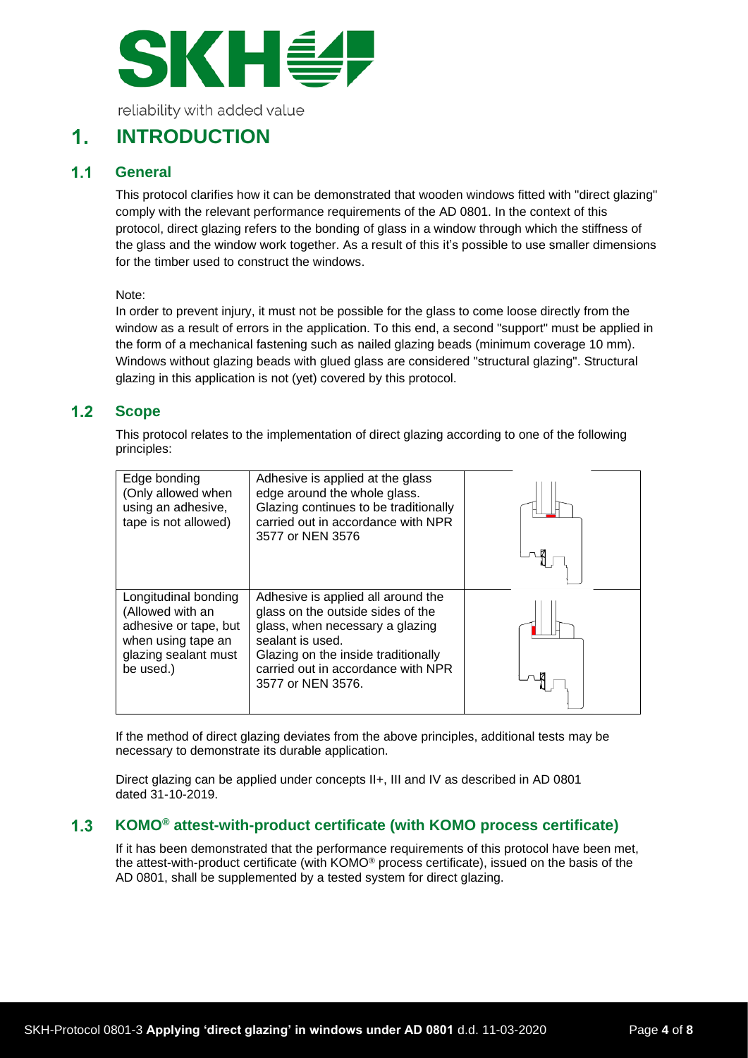# 1. INTRODUCTION

## 1.1 General

This protocol clarifies how it can be demonstrated that wooden windows fitted with "direct glazing" comply with the relevant performance requirements of the AD 0801. In the context of this protocol, direct glazing refers to the bonding of glass in a window through which the stiffness of the glass and the window work together. As a result of this it's possible to use smaller dimensions for the timber used to construct the windows.

Note:
In order to prevent injury, it must not be possible for the glass to come loose directly from the window as a result of errors in the application. To this end, a second "support" must be applied in the form of a mechanical fastening such as nailed glazing beads (minimum coverage 10 mm). Windows without glazing beads with glued glass are considered "structural glazing". Structural glazing in this application is not (yet) covered by this protocol.

## 1.2 Scope

This protocol relates to the implementation of direct glazing according to one of the following principles:

| | | |
|---|---|---|
| Edge bonding (Only allowed when using an adhesive, tape is not allowed) | Adhesive is applied at the glass edge around the whole glass. Glazing continues to be traditionally carried out in accordance with NPR 3577 or NEN 3576 | |
| Longitudinal bonding (Allowed with an adhesive or tape, but when using tape an glazing sealant must be used.) | Adhesive is applied all around the glass on the outside sides of the glass, when necessary a glazing sealant is used. Glazing on the inside traditionally carried out in accordance with NPR 3577 or NEN 3576. | |

If the method of direct glazing deviates from the above principles, additional tests may be necessary to demonstrate its durable application.

Direct glazing can be applied under concepts II+, III and IV as described in AD 0801 dated 31-10-2019.

## 1.3 KOMO® attest-with-product certificate (with KOMO process certificate)

If it has been demonstrated that the performance requirements of this protocol have been met, the attest-with-product certificate (with KOMO® process certificate), issued on the basis of the AD 0801, shall be supplemented by a tested system for direct glazing.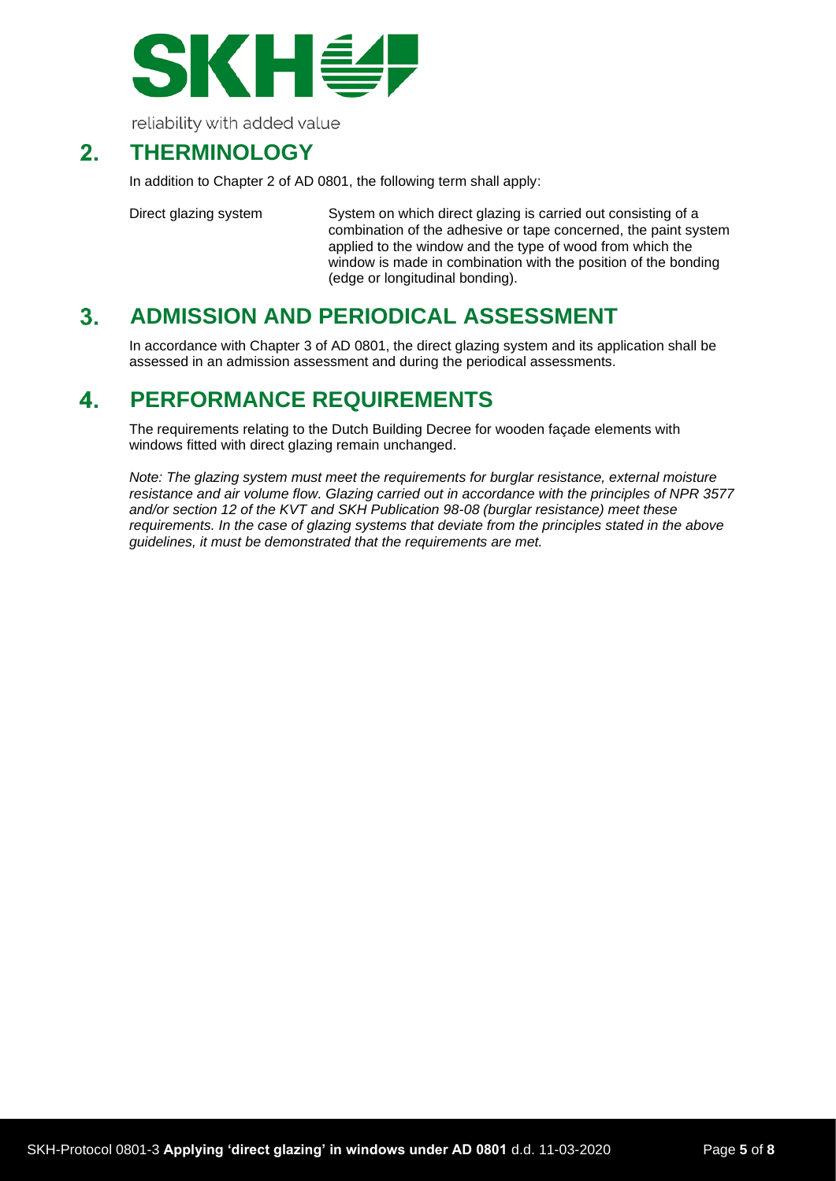## 2. THERMINOLOGY

In addition to Chapter 2 of AD 0801, the following term shall apply:

| | |
|---|---|
| Direct glazing system | System on which direct glazing is carried out consisting of a combination of the adhesive or tape concerned, the paint system applied to the window and the type of wood from which the window is made in combination with the position of the bonding (edge or longitudinal bonding). |

## 3. ADMISSION AND PERIODICAL ASSESSMENT

In accordance with Chapter 3 of AD 0801, the direct glazing system and its application shall be assessed in an admission assessment and during the periodical assessments.

## 4. PERFORMANCE REQUIREMENTS

The requirements relating to the Dutch Building Decree for wooden façade elements with windows fitted with direct glazing remain unchanged.

*Note: The glazing system must meet the requirements for burglar resistance, external moisture resistance and air volume flow. Glazing carried out in accordance with the principles of NPR 3577 and/or section 12 of the KVT and SKH Publication 98-08 (burglar resistance) meet these requirements. In the case of glazing systems that deviate from the principles stated in the above guidelines, it must be demonstrated that the requirements are met.*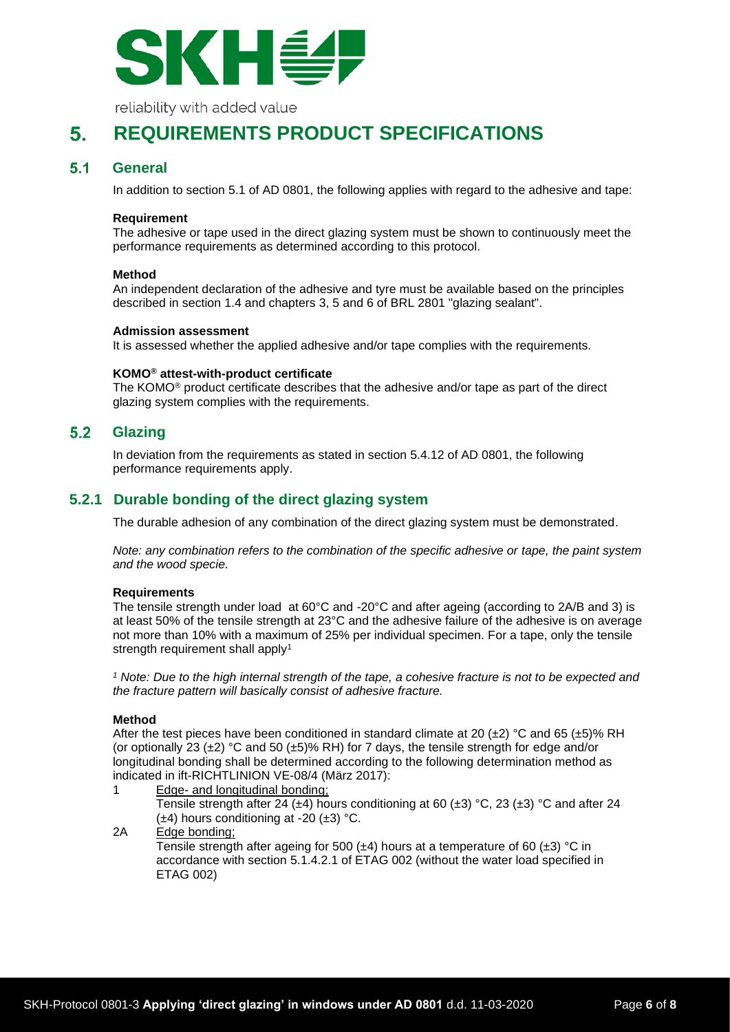# 5. REQUIREMENTS PRODUCT SPECIFICATIONS

## 5.1 General

In addition to section 5.1 of AD 0801, the following applies with regard to the adhesive and tape:

**Requirement**

The adhesive or tape used in the direct glazing system must be shown to continuously meet the performance requirements as determined according to this protocol.

**Method**

An independent declaration of the adhesive and tyre must be available based on the principles described in section 1.4 and chapters 3, 5 and 6 of BRL 2801 "glazing sealant".

**Admission assessment**

It is assessed whether the applied adhesive and/or tape complies with the requirements.

**KOMO® attest-with-product certificate**

The KOMO® product certificate describes that the adhesive and/or tape as part of the direct glazing system complies with the requirements.

## 5.2 Glazing

In deviation from the requirements as stated in section 5.4.12 of AD 0801, the following performance requirements apply.

### 5.2.1 Durable bonding of the direct glazing system

The durable adhesion of any combination of the direct glazing system must be demonstrated.

*Note: any combination refers to the combination of the specific adhesive or tape, the paint system and the wood specie.*

**Requirements**

The tensile strength under load at 60°C and -20°C and after ageing (according to 2A/B and 3) is at least 50% of the tensile strength at 23°C and the adhesive failure of the adhesive is on average not more than 10% with a maximum of 25% per individual specimen. For a tape, only the tensile strength requirement shall apply[1]

*[1] Note: Due to the high internal strength of the tape, a cohesive fracture is not to be expected and the fracture pattern will basically consist of adhesive fracture.*

**Method**

After the test pieces have been conditioned in standard climate at 20 (±2) °C and 65 (±5)% RH (or optionally 23 (±2) °C and 50 (±5)% RH) for 7 days, the tensile strength for edge and/or longitudinal bonding shall be determined according to the following determination method as indicated in ift-RICHTLINION VE-08/4 (März 2017):

1 Edge- and longitudinal bonding;
Tensile strength after 24 (±4) hours conditioning at 60 (±3) °C, 23 (±3) °C and after 24 (±4) hours conditioning at -20 (±3) °C.

2A Edge bonding;
Tensile strength after ageing for 500 (±4) hours at a temperature of 60 (±3) °C in accordance with section 5.1.4.2.1 of ETAG 002 (without the water load specified in ETAG 002)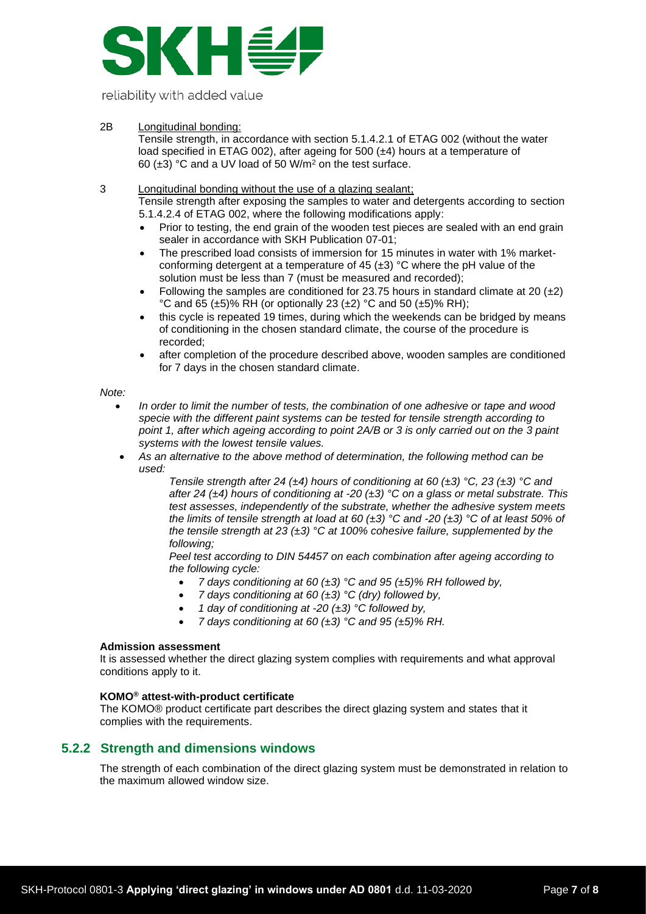2B Longitudinal bonding:

Tensile strength, in accordance with section 5.1.4.2.1 of ETAG 002 (without the water load specified in ETAG 002), after ageing for 500 (±4) hours at a temperature of 60 (±3) °C and a UV load of 50 W/m$^2$ on the test surface.

3 Longitudinal bonding without the use of a glazing sealant;

Tensile strength after exposing the samples to water and detergents according to section 5.1.4.2.4 of ETAG 002, where the following modifications apply:

- Prior to testing, the end grain of the wooden test pieces are sealed with an end grain sealer in accordance with SKH Publication 07-01;
- The prescribed load consists of immersion for 15 minutes in water with 1% market-conforming detergent at a temperature of 45 (±3) °C where the pH value of the solution must be less than 7 (must be measured and recorded);
- Following the samples are conditioned for 23.75 hours in standard climate at 20 (±2) °C and 65 (±5)% RH (or optionally 23 (±2) °C and 50 (±5)% RH);
- this cycle is repeated 19 times, during which the weekends can be bridged by means of conditioning in the chosen standard climate, the course of the procedure is recorded;
- after completion of the procedure described above, wooden samples are conditioned for 7 days in the chosen standard climate.

*Note:*

- *In order to limit the number of tests, the combination of one adhesive or tape and wood specie with the different paint systems can be tested for tensile strength according to point 1, after which ageing according to point 2A/B or 3 is only carried out on the 3 paint systems with the lowest tensile values.*
- *As an alternative to the above method of determination, the following method can be used:*

  *Tensile strength after 24 (±4) hours of conditioning at 60 (±3) °C, 23 (±3) °C and after 24 (±4) hours of conditioning at -20 (±3) °C on a glass or metal substrate. This test assesses, independently of the substrate, whether the adhesive system meets the limits of tensile strength at load at 60 (±3) °C and -20 (±3) °C of at least 50% of the tensile strength at 23 (±3) °C at 100% cohesive failure, supplemented by the following;*

  *Peel test according to DIN 54457 on each combination after ageing according to the following cycle:*

  - *7 days conditioning at 60 (±3) °C and 95 (±5)% RH followed by,*
  - *7 days conditioning at 60 (±3) °C (dry) followed by,*
  - *1 day of conditioning at -20 (±3) °C followed by,*
  - *7 days conditioning at 60 (±3) °C and 95 (±5)% RH.*

**Admission assessment**

It is assessed whether the direct glazing system complies with requirements and what approval conditions apply to it.

**KOMO® attest-with-product certificate**

The KOMO® product certificate part describes the direct glazing system and states that it complies with the requirements.

## 5.2.2 Strength and dimensions windows

The strength of each combination of the direct glazing system must be demonstrated in relation to the maximum allowed window size.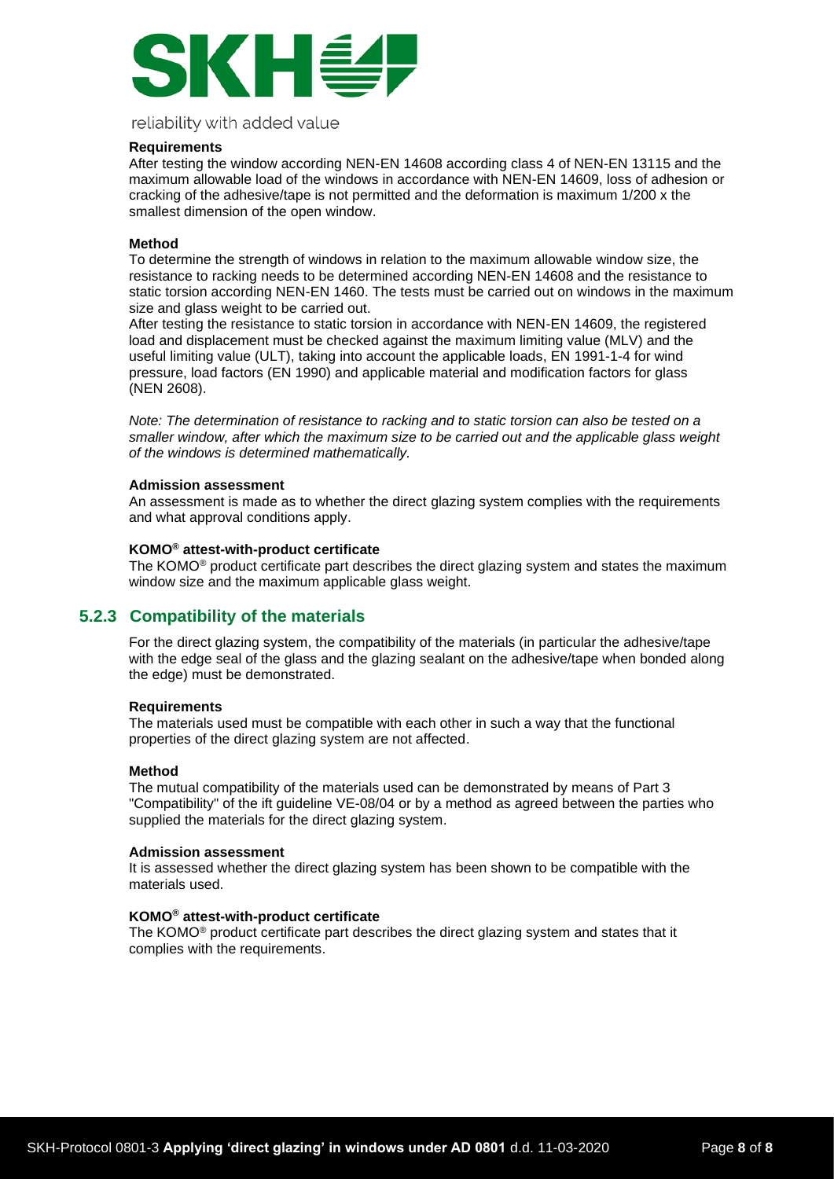**Requirements**

After testing the window according NEN-EN 14608 according class 4 of NEN-EN 13115 and the maximum allowable load of the windows in accordance with NEN-EN 14609, loss of adhesion or cracking of the adhesive/tape is not permitted and the deformation is maximum 1/200 x the smallest dimension of the open window.

**Method**

To determine the strength of windows in relation to the maximum allowable window size, the resistance to racking needs to be determined according NEN-EN 14608 and the resistance to static torsion according NEN-EN 1460. The tests must be carried out on windows in the maximum size and glass weight to be carried out.

After testing the resistance to static torsion in accordance with NEN-EN 14609, the registered load and displacement must be checked against the maximum limiting value (MLV) and the useful limiting value (ULT), taking into account the applicable loads, EN 1991-1-4 for wind pressure, load factors (EN 1990) and applicable material and modification factors for glass (NEN 2608).

*Note: The determination of resistance to racking and to static torsion can also be tested on a smaller window, after which the maximum size to be carried out and the applicable glass weight of the windows is determined mathematically.*

**Admission assessment**

An assessment is made as to whether the direct glazing system complies with the requirements and what approval conditions apply.

**KOMO® attest-with-product certificate**

The KOMO® product certificate part describes the direct glazing system and states the maximum window size and the maximum applicable glass weight.

### 5.2.3 Compatibility of the materials

For the direct glazing system, the compatibility of the materials (in particular the adhesive/tape with the edge seal of the glass and the glazing sealant on the adhesive/tape when bonded along the edge) must be demonstrated.

**Requirements**

The materials used must be compatible with each other in such a way that the functional properties of the direct glazing system are not affected.

**Method**

The mutual compatibility of the materials used can be demonstrated by means of Part 3 "Compatibility" of the ift guideline VE-08/04 or by a method as agreed between the parties who supplied the materials for the direct glazing system.

**Admission assessment**

It is assessed whether the direct glazing system has been shown to be compatible with the materials used.

**KOMO® attest-with-product certificate**

The KOMO® product certificate part describes the direct glazing system and states that it complies with the requirements.